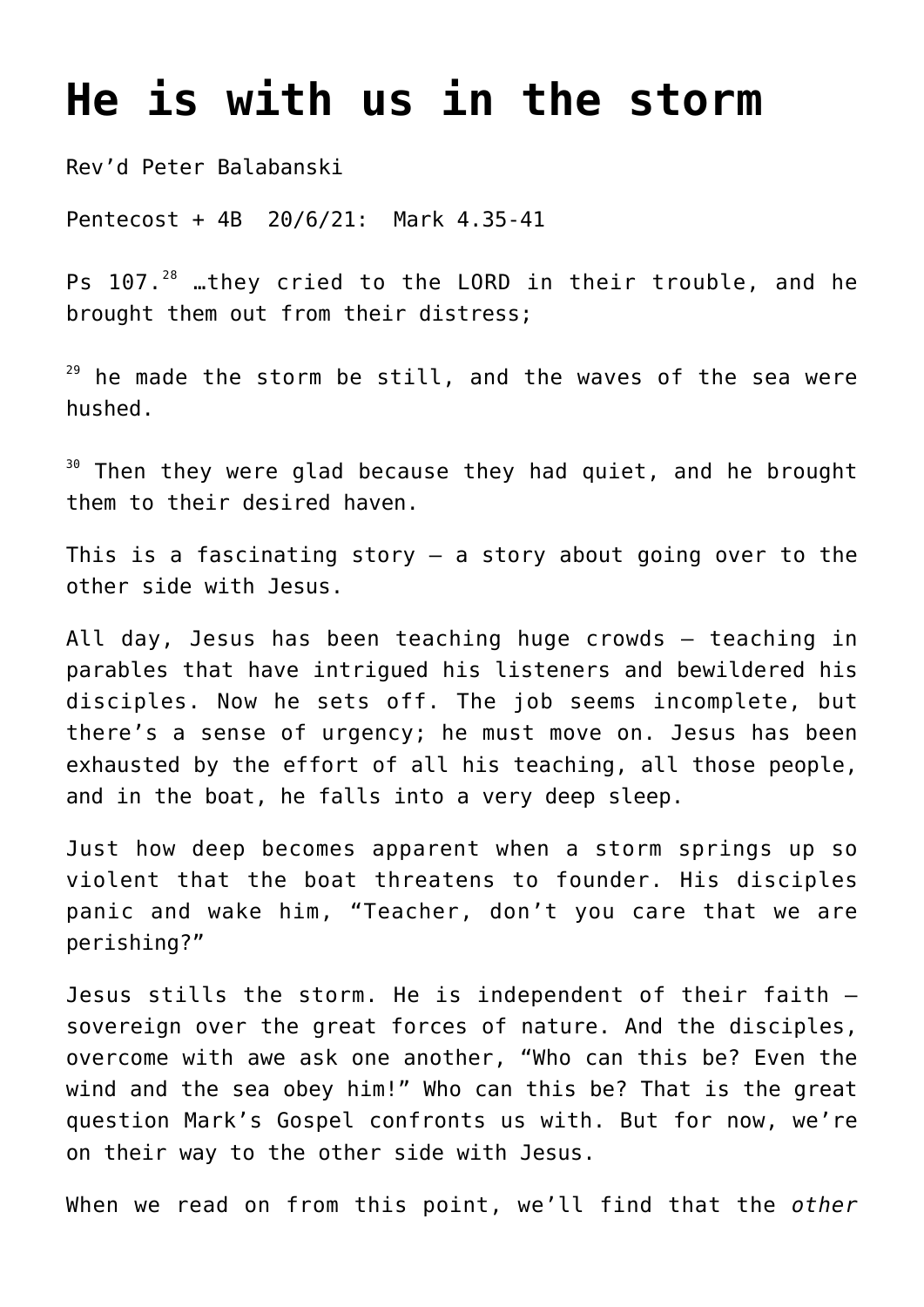# He is with us in the storm

Rev'd Peter Balabanski

Pentecost + 4B 20/6/21: Mark 4.35-41

Ps 107.[28] …they cried to the LORD in their trouble, and he brought them out from their distress;

[29] he made the storm be still, and the waves of the sea were hushed.

[30] Then they were glad because they had quiet, and he brought them to their desired haven.

This is a fascinating story – a story about going over to the other side with Jesus.

All day, Jesus has been teaching huge crowds – teaching in parables that have intrigued his listeners and bewildered his disciples. Now he sets off. The job seems incomplete, but there's a sense of urgency; he must move on. Jesus has been exhausted by the effort of all his teaching, all those people, and in the boat, he falls into a very deep sleep.

Just how deep becomes apparent when a storm springs up so violent that the boat threatens to founder. His disciples panic and wake him, "Teacher, don't you care that we are perishing?"

Jesus stills the storm. He is independent of their faith – sovereign over the great forces of nature. And the disciples, overcome with awe ask one another, "Who can this be? Even the wind and the sea obey him!" Who can this be? That is the great question Mark's Gospel confronts us with. But for now, we're on their way to the other side with Jesus.

When we read on from this point, we'll find that the *other*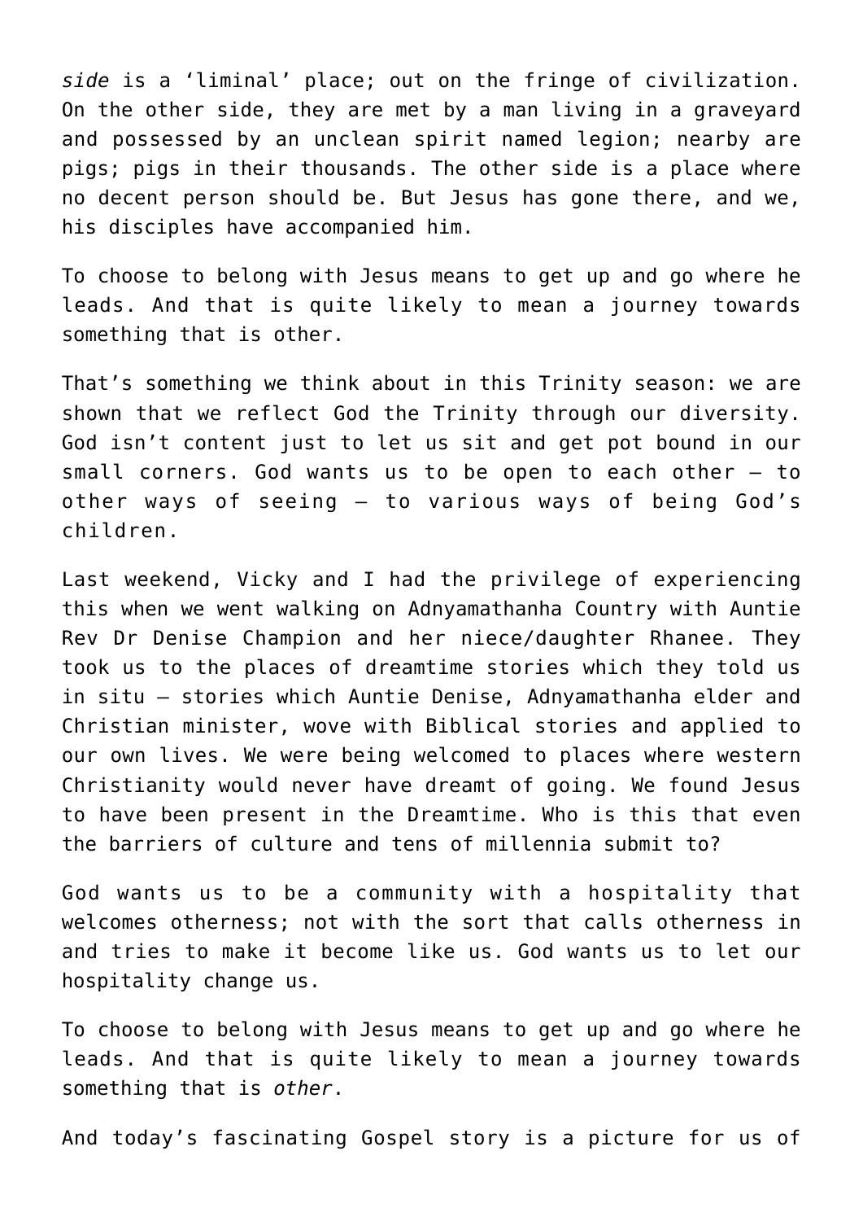*side* is a 'liminal' place; out on the fringe of civilization. On the other side, they are met by a man living in a graveyard and possessed by an unclean spirit named legion; nearby are pigs; pigs in their thousands. The other side is a place where no decent person should be. But Jesus has gone there, and we, his disciples have accompanied him.

To choose to belong with Jesus means to get up and go where he leads. And that is quite likely to mean a journey towards something that is other.

That's something we think about in this Trinity season: we are shown that we reflect God the Trinity through our diversity. God isn't content just to let us sit and get pot bound in our small corners. God wants us to be open to each other – to other ways of seeing – to various ways of being God's children.

Last weekend, Vicky and I had the privilege of experiencing this when we went walking on Adnyamathanha Country with Auntie Rev Dr Denise Champion and her niece/daughter Rhanee. They took us to the places of dreamtime stories which they told us in situ – stories which Auntie Denise, Adnyamathanha elder and Christian minister, wove with Biblical stories and applied to our own lives. We were being welcomed to places where western Christianity would never have dreamt of going. We found Jesus to have been present in the Dreamtime. Who is this that even the barriers of culture and tens of millennia submit to?

God wants us to be a community with a hospitality that welcomes otherness; not with the sort that calls otherness in and tries to make it become like us. God wants us to let our hospitality change us.

To choose to belong with Jesus means to get up and go where he leads. And that is quite likely to mean a journey towards something that is *other*.

And today's fascinating Gospel story is a picture for us of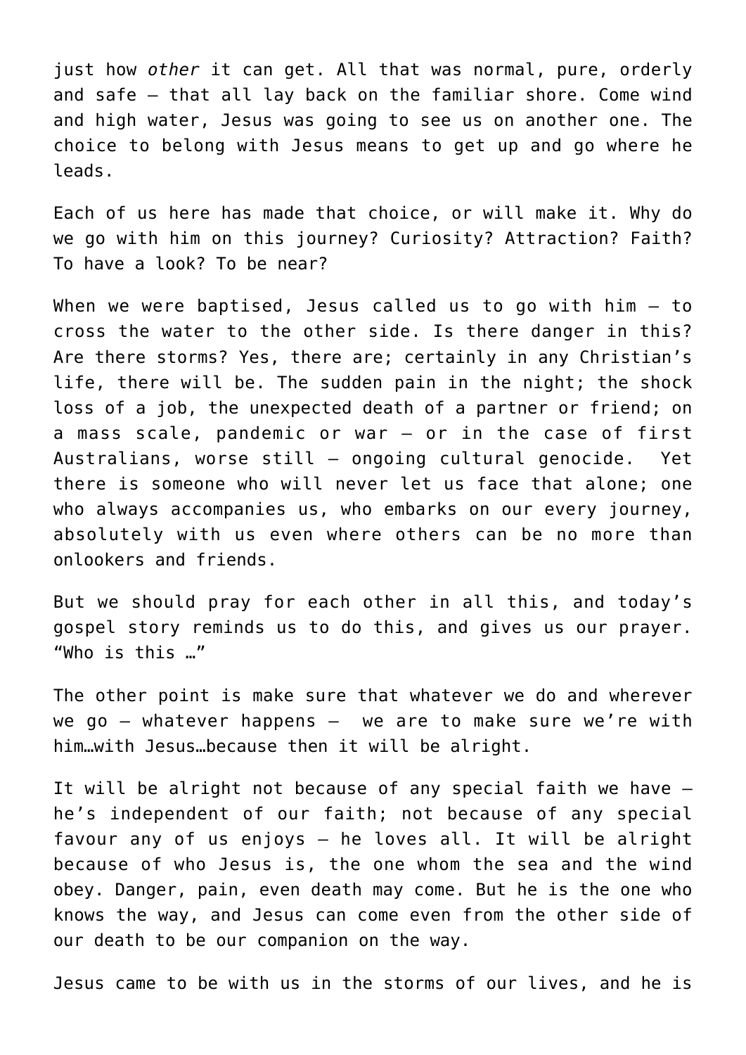just how *other* it can get. All that was normal, pure, orderly and safe – that all lay back on the familiar shore. Come wind and high water, Jesus was going to see us on another one. The choice to belong with Jesus means to get up and go where he leads.

Each of us here has made that choice, or will make it. Why do we go with him on this journey? Curiosity? Attraction? Faith? To have a look? To be near?

When we were baptised, Jesus called us to go with him – to cross the water to the other side. Is there danger in this? Are there storms? Yes, there are; certainly in any Christian's life, there will be. The sudden pain in the night; the shock loss of a job, the unexpected death of a partner or friend; on a mass scale, pandemic or war – or in the case of first Australians, worse still – ongoing cultural genocide. Yet there is someone who will never let us face that alone; one who always accompanies us, who embarks on our every journey, absolutely with us even where others can be no more than onlookers and friends.

But we should pray for each other in all this, and today's gospel story reminds us to do this, and gives us our prayer. "Who is this …"

The other point is make sure that whatever we do and wherever we go – whatever happens – we are to make sure we're with him…with Jesus…because then it will be alright.

It will be alright not because of any special faith we have – he's independent of our faith; not because of any special favour any of us enjoys – he loves all. It will be alright because of who Jesus is, the one whom the sea and the wind obey. Danger, pain, even death may come. But he is the one who knows the way, and Jesus can come even from the other side of our death to be our companion on the way.

Jesus came to be with us in the storms of our lives, and he is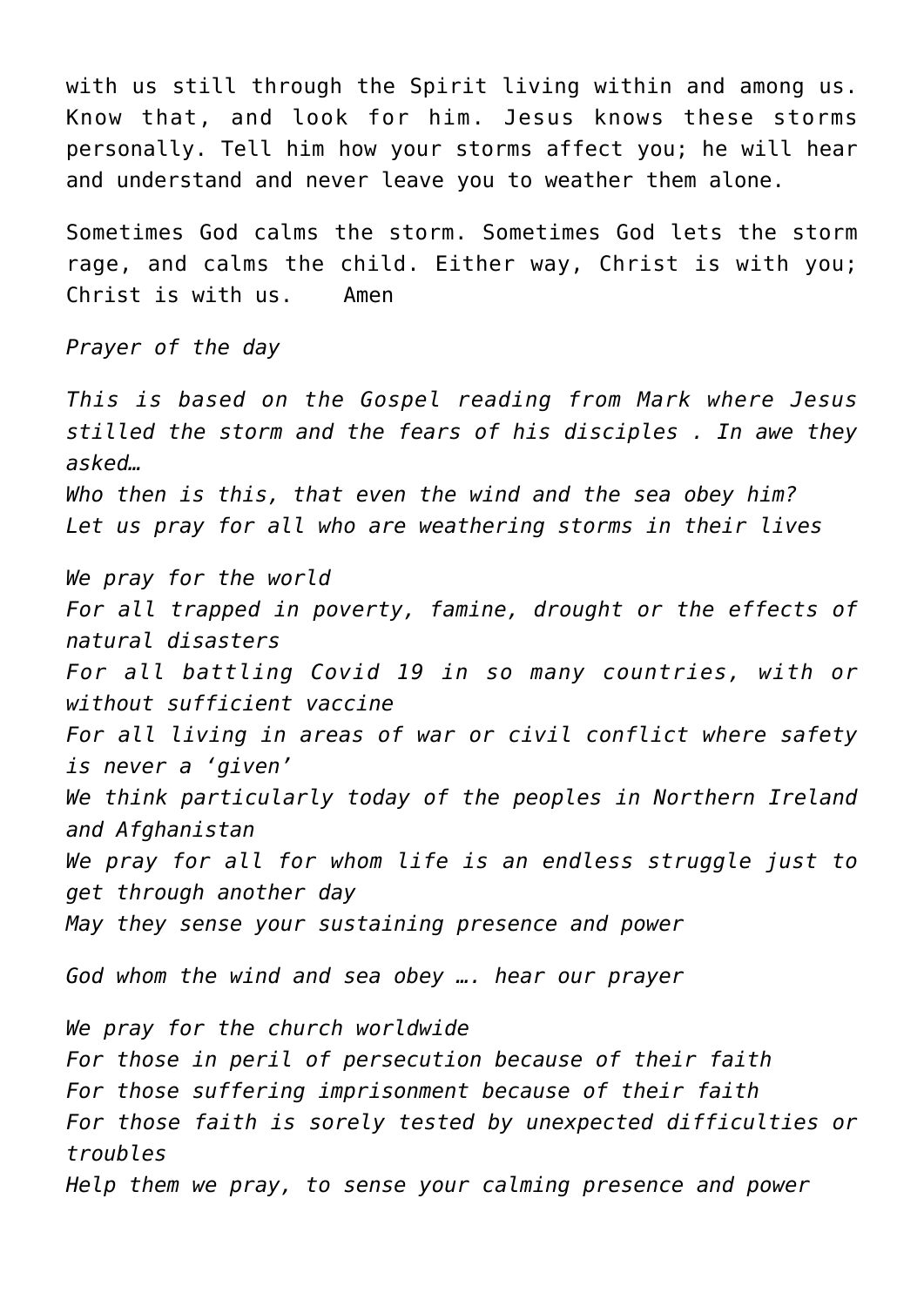with us still through the Spirit living within and among us. Know that, and look for him. Jesus knows these storms personally. Tell him how your storms affect you; he will hear and understand and never leave you to weather them alone.

Sometimes God calms the storm. Sometimes God lets the storm rage, and calms the child. Either way, Christ is with you; Christ is with us.    Amen

*Prayer of the day*

*This is based on the Gospel reading from Mark where Jesus stilled the storm and the fears of his disciples . In awe they asked…*
*Who then is this, that even the wind and the sea obey him?*
*Let us pray for all who are weathering storms in their lives*

*We pray for the world*
*For all trapped in poverty, famine, drought or the effects of natural disasters*
*For all battling Covid 19 in so many countries, with or without sufficient vaccine*
*For all living in areas of war or civil conflict where safety is never a 'given'*
*We think particularly today of the peoples in Northern Ireland and Afghanistan*
*We pray for all for whom life is an endless struggle just to get through another day*
*May they sense your sustaining presence and power*

*God whom the wind and sea obey …. hear our prayer*

*We pray for the church worldwide*
*For those in peril of persecution because of their faith*
*For those suffering imprisonment because of their faith*
*For those faith is sorely tested by unexpected difficulties or troubles*
*Help them we pray, to sense your calming presence and power*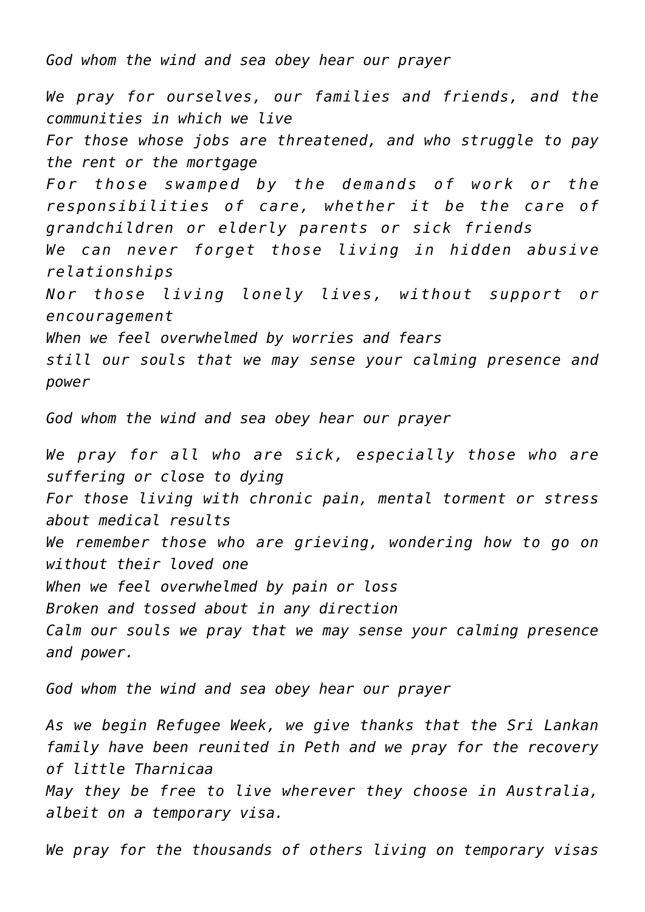*God whom the wind and sea obey hear our prayer*

*We pray for ourselves, our families and friends, and the communities in which we live*
*For those whose jobs are threatened, and who struggle to pay the rent or the mortgage*
*For those swamped by the demands of work or the responsibilities of care, whether it be the care of grandchildren or elderly parents or sick friends*
*We can never forget those living in hidden abusive relationships*
*Nor those living lonely lives, without support or encouragement*
*When we feel overwhelmed by worries and fears*
*still our souls that we may sense your calming presence and power*

*God whom the wind and sea obey hear our prayer*

*We pray for all who are sick, especially those who are suffering or close to dying*
*For those living with chronic pain, mental torment or stress about medical results*
*We remember those who are grieving, wondering how to go on without their loved one*
*When we feel overwhelmed by pain or loss*
*Broken and tossed about in any direction*
*Calm our souls we pray that we may sense your calming presence and power.*

*God whom the wind and sea obey hear our prayer*

*As we begin Refugee Week, we give thanks that the Sri Lankan family have been reunited in Peth and we pray for the recovery of little Tharnicaa*
*May they be free to live wherever they choose in Australia, albeit on a temporary visa.*

*We pray for the thousands of others living on temporary visas*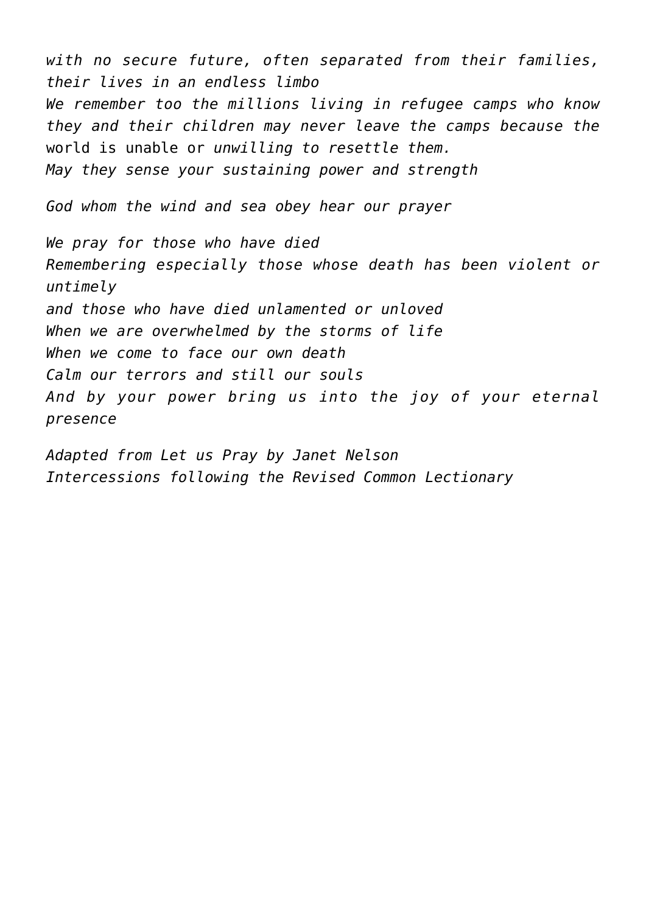*with no secure future, often separated from their families, their lives in an endless limbo*  
*We remember too the millions living in refugee camps who know they and their children may never leave the camps because the* world is unable or *unwilling to resettle them.*  
*May they sense your sustaining power and strength*

*God whom the wind and sea obey hear our prayer*

*We pray for those who have died*  
*Remembering especially those whose death has been violent or untimely*  
*and those who have died unlamented or unloved*  
*When we are overwhelmed by the storms of life*  
*When we come to face our own death*  
*Calm our terrors and still our souls*  
*And by your power bring us into the joy of your eternal presence*

*Adapted from Let us Pray by Janet Nelson*  
*Intercessions following the Revised Common Lectionary*